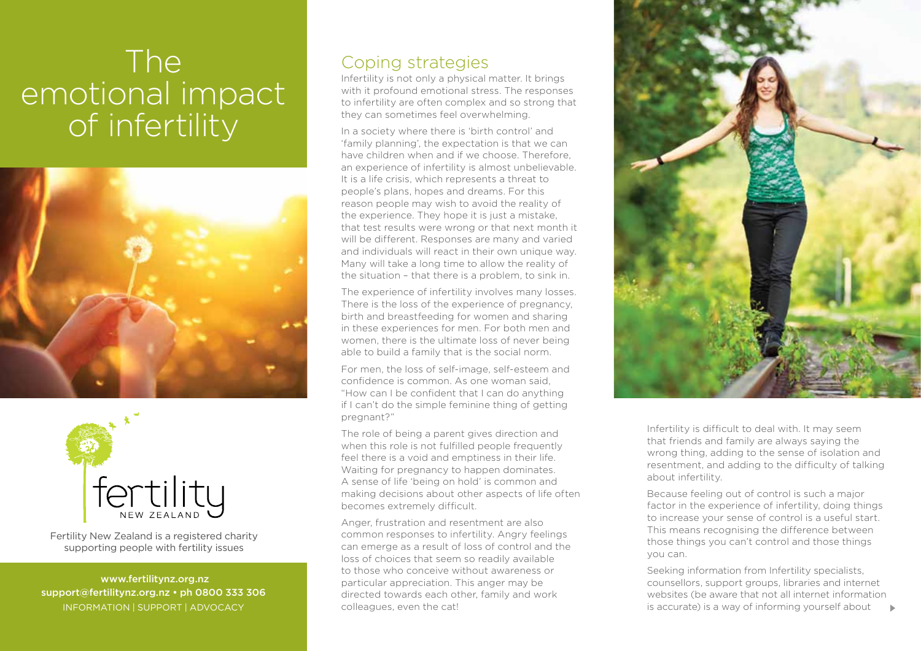# The emotional impact of infertility

fertility NEW ZEALAND

Fertility New Zealand is a registered charity supporting people with fertility issues

www.fertilitynz.org.nz
support@fertilitynz.org.nz • ph 0800 333 306
INFORMATION | SUPPORT | ADVOCACY

## Coping strategies

Infertility is not only a physical matter. It brings with it profound emotional stress. The responses to infertility are often complex and so strong that they can sometimes feel overwhelming.

In a society where there is 'birth control' and 'family planning', the expectation is that we can have children when and if we choose. Therefore, an experience of infertility is almost unbelievable. It is a life crisis, which represents a threat to people's plans, hopes and dreams. For this reason people may wish to avoid the reality of the experience. They hope it is just a mistake, that test results were wrong or that next month it will be different. Responses are many and varied and individuals will react in their own unique way. Many will take a long time to allow the reality of the situation – that there is a problem, to sink in.

The experience of infertility involves many losses. There is the loss of the experience of pregnancy, birth and breastfeeding for women and sharing in these experiences for men. For both men and women, there is the ultimate loss of never being able to build a family that is the social norm.

For men, the loss of self-image, self-esteem and confidence is common. As one woman said, "How can I be confident that I can do anything if I can't do the simple feminine thing of getting pregnant?"

The role of being a parent gives direction and when this role is not fulfilled people frequently feel there is a void and emptiness in their life. Waiting for pregnancy to happen dominates. A sense of life 'being on hold' is common and making decisions about other aspects of life often becomes extremely difficult.

Anger, frustration and resentment are also common responses to infertility. Angry feelings can emerge as a result of loss of control and the loss of choices that seem so readily available to those who conceive without awareness or particular appreciation. This anger may be directed towards each other, family and work colleagues, even the cat!

Infertility is difficult to deal with. It may seem that friends and family are always saying the wrong thing, adding to the sense of isolation and resentment, and adding to the difficulty of talking about infertility.

Because feeling out of control is such a major factor in the experience of infertility, doing things to increase your sense of control is a useful start. This means recognising the difference between those things you can't control and those things you can.

Seeking information from Infertility specialists, counsellors, support groups, libraries and internet websites (be aware that not all internet information is accurate) is a way of informing yourself about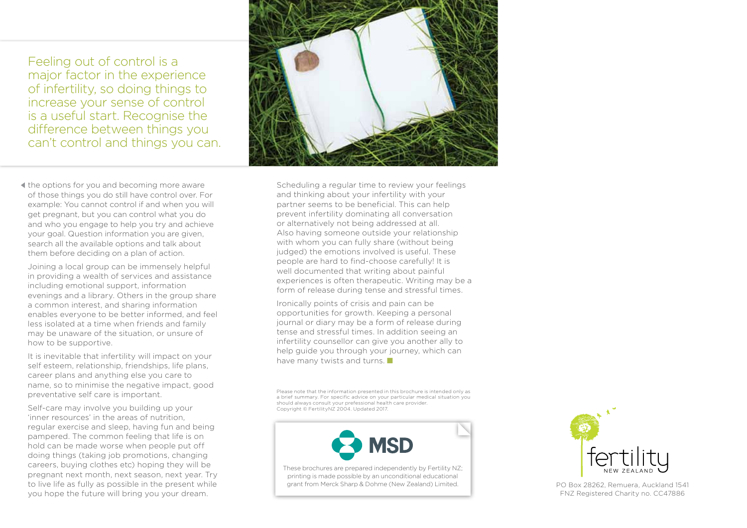Feeling out control is a major factor in the experience of infertility, so doing things to increase your sense of control is a useful start. Recognise the difference between things you can't control and things you can.

the options for you and becoming more aware of those things you do still have control over. For example: You cannot control if and when you will get pregnant, but you can control what you do and who you engage to help you try and achieve your goal. Question information you are given, search all the available options and talk about them before deciding on a plan of action.

Joining a local group can be immensely helpful in providing a wealth of services and assistance including emotional support, information evenings and a library. Others in the group share a common interest, and sharing information enables everyone to be better informed, and feel less isolated at a time when friends and family may be unaware of the situation, or unsure of how to be supportive.

It is inevitable that infertility will impact on your self esteem, relationship, friendships, life plans, career plans and anything else you care to name, so to minimise the negative impact, good preventative self care is important.

Self-care may involve you building up your 'inner resources' in the areas of nutrition, regular exercise and sleep, having fun and being pampered. The common feeling that life is on hold can be made worse when people put off doing things (taking job promotions, changing careers, buying clothes etc) hoping they will be pregnant next month, next season, next year. Try to live life as fully as possible in the present while you hope the future will bring you your dream.

Scheduling a regular time to review your feelings and thinking about your infertility with your partner seems to be beneficial. This can help prevent infertility dominating all conversation or alternatively not being addressed at all. Also having someone outside your relationship with whom you can fully share (without being judged) the emotions involved is useful. These people are hard to find-choose carefully! It is well documented that writing about painful experiences is often therapeutic. Writing may be a form of release during tense and stressful times.

Ironically points of crisis and pain can be opportunities for growth. Keeping a personal journal or diary may be a form of release during tense and stressful times. In addition seeing an infertility counsellor can give you another ally to help guide you through your journey, which can have many twists and turns. ■

Please note that the information presented in this brochure is intended only as a brief summary. For specific advice on your particular medical situation you should always consult your professional health care provider.
Copyright © FertilityNZ 2004. Updated 2017.

MSD

These brochures are prepared independently by Fertility NZ; printing is made possible by an unconditional educational grant from Merck Sharp & Dohme (New Zealand) Limited.

fertility NEW ZEALAND

PO Box 28262, Remuera, Auckland 1541
FNZ Registered Charity no. CC47886